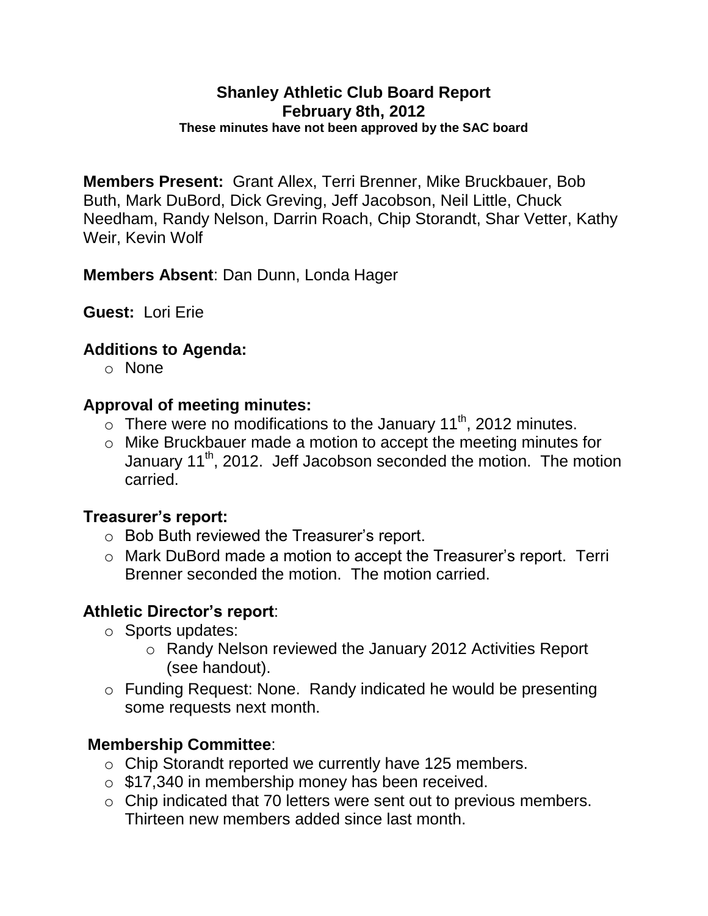# Shanley Athletic Club Board Report
## February 8th, 2012
**These minutes have not been approved by the SAC board**

**Members Present:** Grant Allex, Terri Brenner, Mike Bruckbauer, Bob Buth, Mark DuBord, Dick Greving, Jeff Jacobson, Neil Little, Chuck Needham, Randy Nelson, Darrin Roach, Chip Storandt, Shar Vetter, Kathy Weir, Kevin Wolf

**Members Absent**: Dan Dunn, Londa Hager

**Guest:** Lori Erie

### Additions to Agenda:

- None

### Approval of meeting minutes:

- There were no modifications to the January 11th, 2012 minutes.
- Mike Bruckbauer made a motion to accept the meeting minutes for January 11th, 2012. Jeff Jacobson seconded the motion. The motion carried.

### Treasurer's report:

- Bob Buth reviewed the Treasurer's report.
- Mark DuBord made a motion to accept the Treasurer's report. Terri Brenner seconded the motion. The motion carried.

### Athletic Director's report:

- Sports updates:
  - Randy Nelson reviewed the January 2012 Activities Report (see handout).
- Funding Request: None. Randy indicated he would be presenting some requests next month.

### Membership Committee:

- Chip Storandt reported we currently have 125 members.
- $17,340 in membership money has been received.
- Chip indicated that 70 letters were sent out to previous members. Thirteen new members added since last month.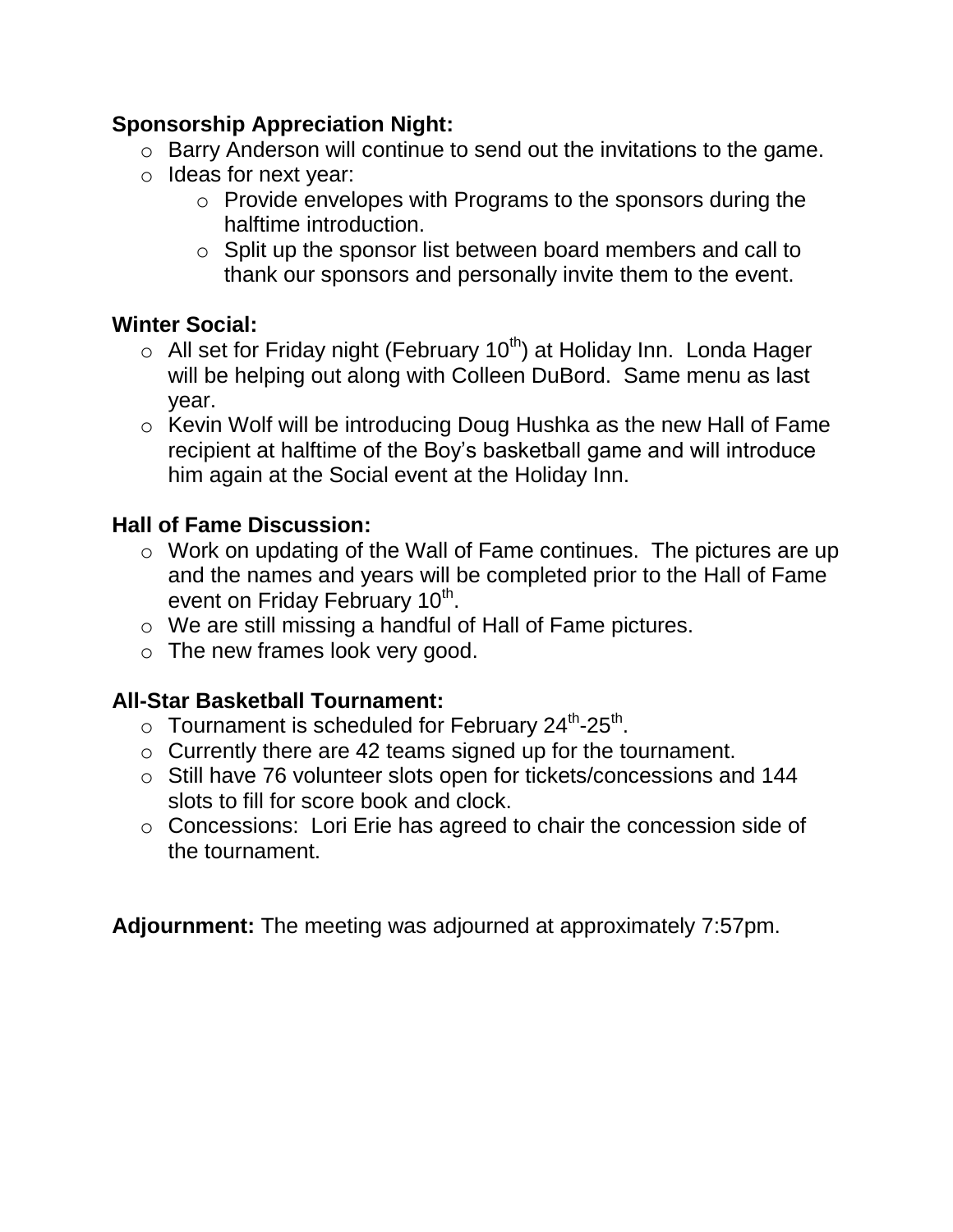**Sponsorship Appreciation Night:**

- Barry Anderson will continue to send out the invitations to the game.
- Ideas for next year:
  - Provide envelopes with Programs to the sponsors during the halftime introduction.
  - Split up the sponsor list between board members and call to thank our sponsors and personally invite them to the event.

**Winter Social:**

- All set for Friday night (February 10th) at Holiday Inn. Londa Hager will be helping out along with Colleen DuBord. Same menu as last year.
- Kevin Wolf will be introducing Doug Hushka as the new Hall of Fame recipient at halftime of the Boy's basketball game and will introduce him again at the Social event at the Holiday Inn.

**Hall of Fame Discussion:**

- Work on updating of the Wall of Fame continues. The pictures are up and the names and years will be completed prior to the Hall of Fame event on Friday February 10th.
- We are still missing a handful of Hall of Fame pictures.
- The new frames look very good.

**All-Star Basketball Tournament:**

- Tournament is scheduled for February 24th-25th.
- Currently there are 42 teams signed up for the tournament.
- Still have 76 volunteer slots open for tickets/concessions and 144 slots to fill for score book and clock.
- Concessions: Lori Erie has agreed to chair the concession side of the tournament.

**Adjournment:** The meeting was adjourned at approximately 7:57pm.